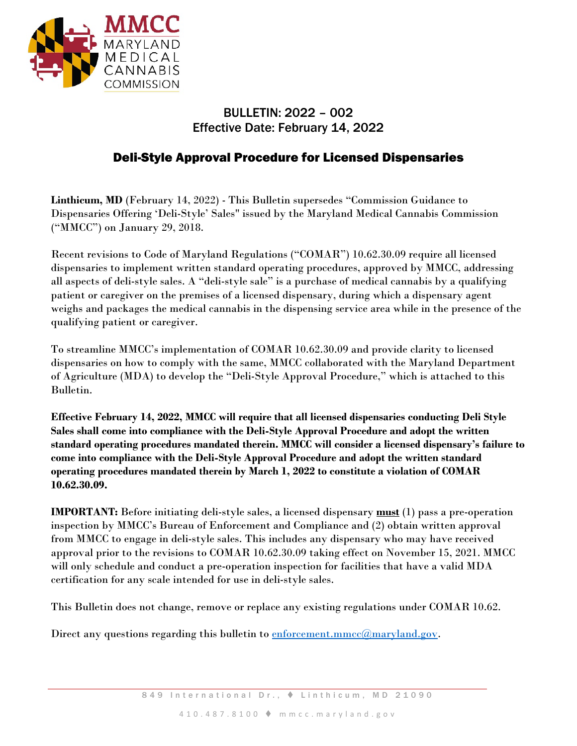MMCC
MARYLAND
MEDICAL
CANNABIS
COMMISSION

BULLETIN: 2022 – 002
Effective Date: February 14, 2022

## Deli-Style Approval Procedure for Licensed Dispensaries

**Linthicum, MD** (February 14, 2022) - This Bulletin supersedes "Commission Guidance to Dispensaries Offering 'Deli-Style' Sales" issued by the Maryland Medical Cannabis Commission ("MMCC") on January 29, 2018.

Recent revisions to Code of Maryland Regulations ("COMAR") 10.62.30.09 require all licensed dispensaries to implement written standard operating procedures, approved by MMCC, addressing all aspects of deli-style sales. A "deli-style sale" is a purchase of medical cannabis by a qualifying patient or caregiver on the premises of a licensed dispensary, during which a dispensary agent weighs and packages the medical cannabis in the dispensing service area while in the presence of the qualifying patient or caregiver.

To streamline MMCC's implementation of COMAR 10.62.30.09 and provide clarity to licensed dispensaries on how to comply with the same, MMCC collaborated with the Maryland Department of Agriculture (MDA) to develop the "Deli-Style Approval Procedure," which is attached to this Bulletin.

**Effective February 14, 2022, MMCC will require that all licensed dispensaries conducting Deli Style Sales shall come into compliance with the Deli-Style Approval Procedure and adopt the written standard operating procedures mandated therein. MMCC will consider a licensed dispensary's failure to come into compliance with the Deli-Style Approval Procedure and adopt the written standard operating procedures mandated therein by March 1, 2022 to constitute a violation of COMAR 10.62.30.09.**

**IMPORTANT:** Before initiating deli-style sales, a licensed dispensary **must** (1) pass a pre-operation inspection by MMCC's Bureau of Enforcement and Compliance and (2) obtain written approval from MMCC to engage in deli-style sales. This includes any dispensary who may have received approval prior to the revisions to COMAR 10.62.30.09 taking effect on November 15, 2021. MMCC will only schedule and conduct a pre-operation inspection for facilities that have a valid MDA certification for any scale intended for use in deli-style sales.

This Bulletin does not change, remove or replace any existing regulations under COMAR 10.62.

Direct any questions regarding this bulletin to enforcement.mmcc@maryland.gov.

849 International Dr., ♦ Linthicum, MD 21090

410.487.8100 ♦ mmcc.maryland.gov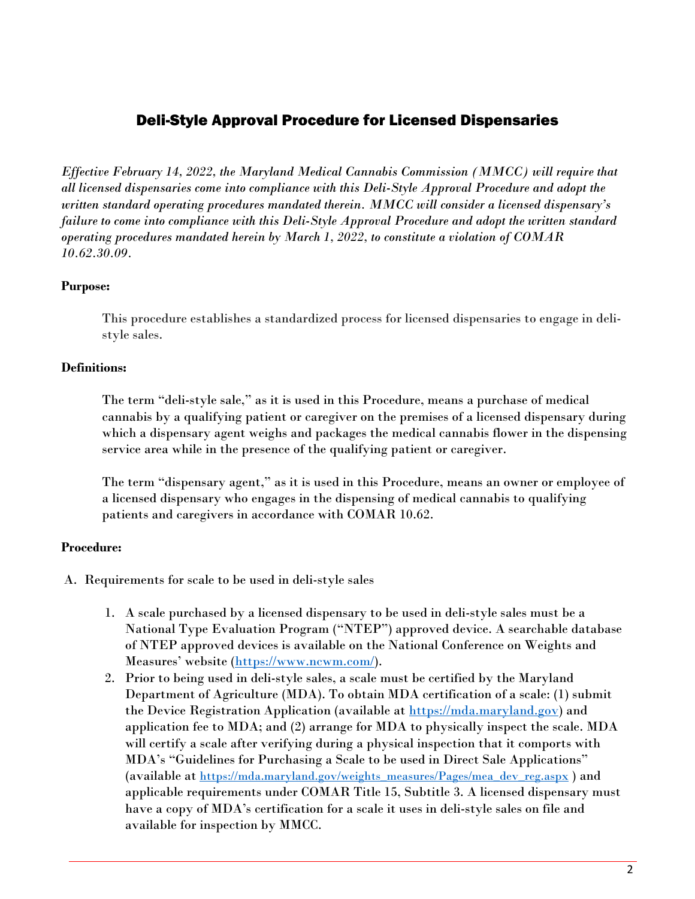## Deli-Style Approval Procedure for Licensed Dispensaries

*Effective February 14, 2022, the Maryland Medical Cannabis Commission (MMCC) will require that all licensed dispensaries come into compliance with this Deli-Style Approval Procedure and adopt the written standard operating procedures mandated therein. MMCC will consider a licensed dispensary's failure to come into compliance with this Deli-Style Approval Procedure and adopt the written standard operating procedures mandated herein by March 1, 2022, to constitute a violation of COMAR 10.62.30.09.*

**Purpose:**

This procedure establishes a standardized process for licensed dispensaries to engage in deli-style sales.

**Definitions:**

The term "deli-style sale," as it is used in this Procedure, means a purchase of medical cannabis by a qualifying patient or caregiver on the premises of a licensed dispensary during which a dispensary agent weighs and packages the medical cannabis flower in the dispensing service area while in the presence of the qualifying patient or caregiver.

The term "dispensary agent," as it is used in this Procedure, means an owner or employee of a licensed dispensary who engages in the dispensing of medical cannabis to qualifying patients and caregivers in accordance with COMAR 10.62.

**Procedure:**

A. Requirements for scale to be used in deli-style sales

1. A scale purchased by a licensed dispensary to be used in deli-style sales must be a National Type Evaluation Program ("NTEP") approved device. A searchable database of NTEP approved devices is available on the National Conference on Weights and Measures' website ([https://www.ncwm.com/](https://www.ncwm.com/)).
2. Prior to being used in deli-style sales, a scale must be certified by the Maryland Department of Agriculture (MDA). To obtain MDA certification of a scale: (1) submit the Device Registration Application (available at [https://mda.maryland.gov](https://mda.maryland.gov)) and application fee to MDA; and (2) arrange for MDA to physically inspect the scale. MDA will certify a scale after verifying during a physical inspection that it comports with MDA's "Guidelines for Purchasing a Scale to be used in Direct Sale Applications" (available at [https://mda.maryland.gov/weights_measures/Pages/mea_dev_reg.aspx](https://mda.maryland.gov/weights_measures/Pages/mea_dev_reg.aspx) ) and applicable requirements under COMAR Title 15, Subtitle 3. A licensed dispensary must have a copy of MDA's certification for a scale it uses in deli-style sales on file and available for inspection by MMCC.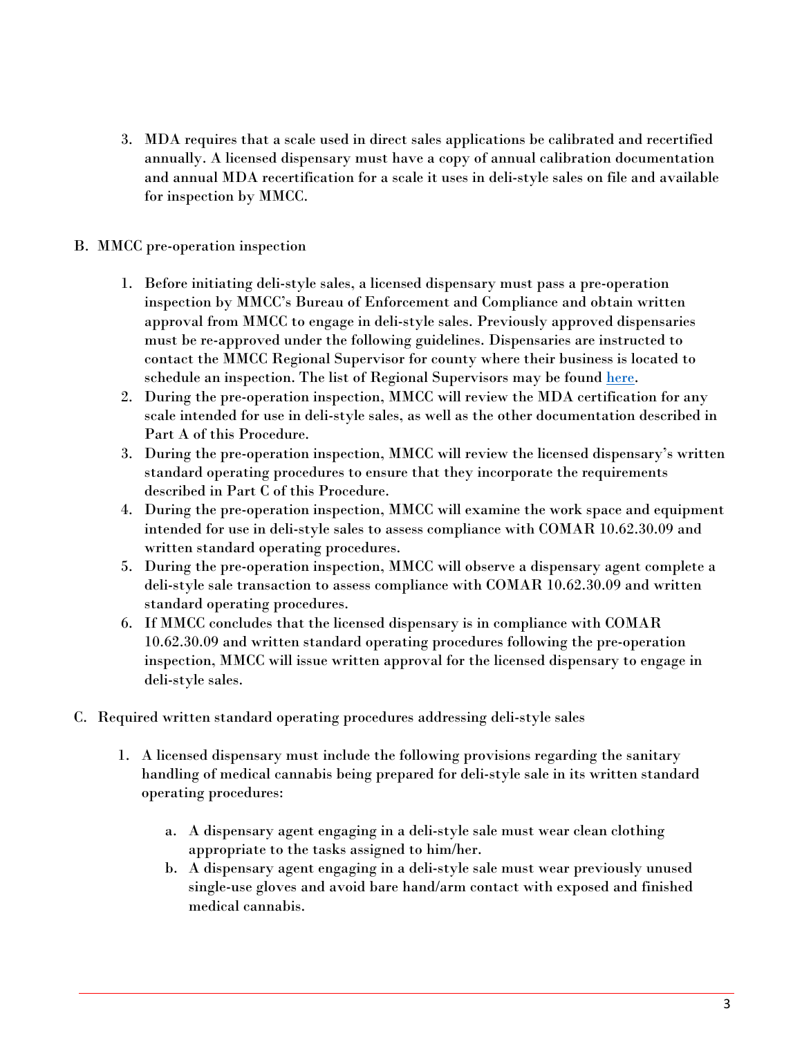3. MDA requires that a scale used in direct sales applications be calibrated and recertified annually. A licensed dispensary must have a copy of annual calibration documentation and annual MDA recertification for a scale it uses in deli-style sales on file and available for inspection by MMCC.

B. MMCC pre-operation inspection

1. Before initiating deli-style sales, a licensed dispensary must pass a pre-operation inspection by MMCC's Bureau of Enforcement and Compliance and obtain written approval from MMCC to engage in deli-style sales. Previously approved dispensaries must be re-approved under the following guidelines. Dispensaries are instructed to contact the MMCC Regional Supervisor for county where their business is located to schedule an inspection. The list of Regional Supervisors may be found here.
2. During the pre-operation inspection, MMCC will review the MDA certification for any scale intended for use in deli-style sales, as well as the other documentation described in Part A of this Procedure.
3. During the pre-operation inspection, MMCC will review the licensed dispensary's written standard operating procedures to ensure that they incorporate the requirements described in Part C of this Procedure.
4. During the pre-operation inspection, MMCC will examine the work space and equipment intended for use in deli-style sales to assess compliance with COMAR 10.62.30.09 and written standard operating procedures.
5. During the pre-operation inspection, MMCC will observe a dispensary agent complete a deli-style sale transaction to assess compliance with COMAR 10.62.30.09 and written standard operating procedures.
6. If MMCC concludes that the licensed dispensary is in compliance with COMAR 10.62.30.09 and written standard operating procedures following the pre-operation inspection, MMCC will issue written approval for the licensed dispensary to engage in deli-style sales.

C. Required written standard operating procedures addressing deli-style sales

1. A licensed dispensary must include the following provisions regarding the sanitary handling of medical cannabis being prepared for deli-style sale in its written standard operating procedures:

   a. A dispensary agent engaging in a deli-style sale must wear clean clothing appropriate to the tasks assigned to him/her.
   b. A dispensary agent engaging in a deli-style sale must wear previously unused single-use gloves and avoid bare hand/arm contact with exposed and finished medical cannabis.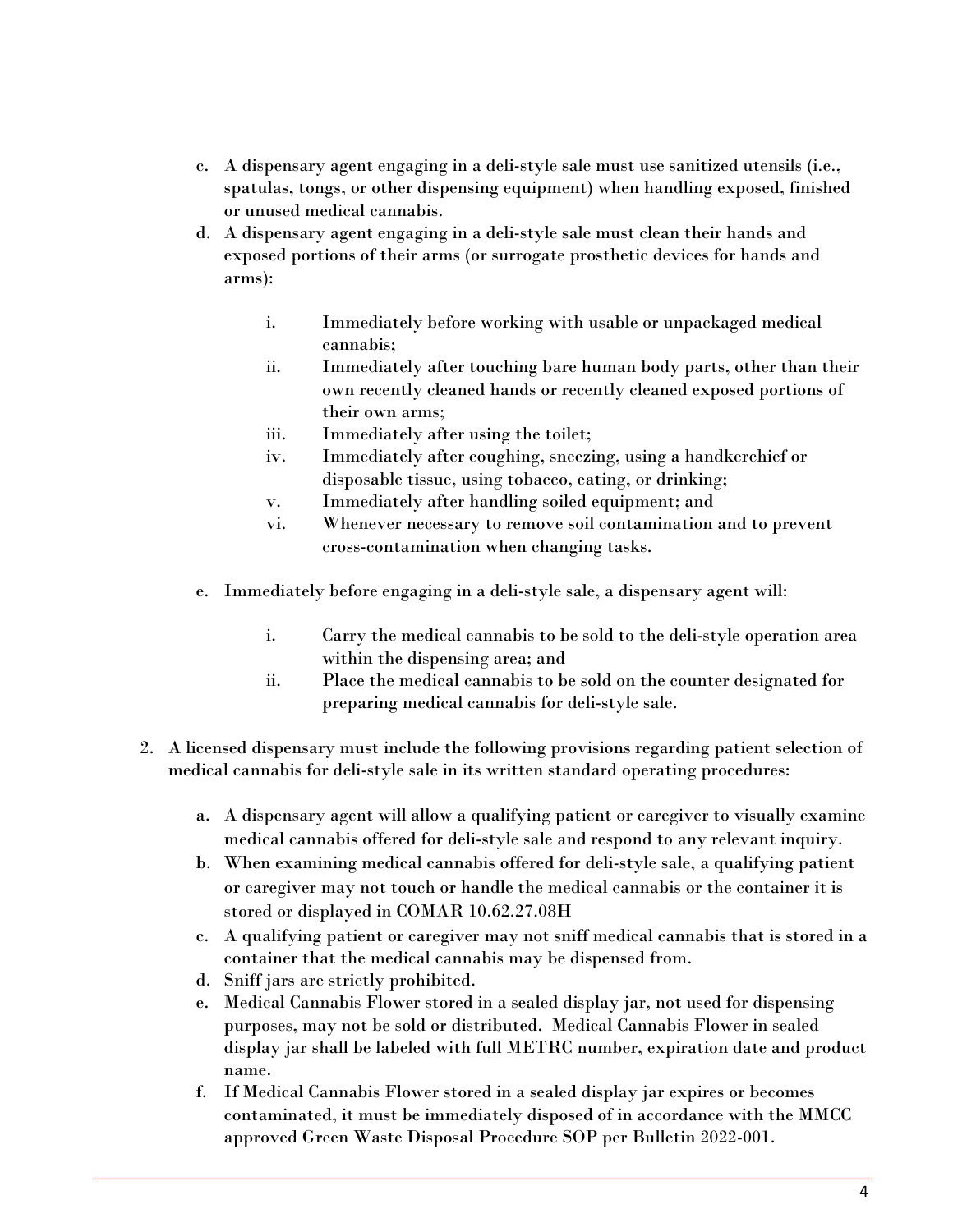c. A dispensary agent engaging in a deli-style sale must use sanitized utensils (i.e., spatulas, tongs, or other dispensing equipment) when handling exposed, finished or unused medical cannabis.

d. A dispensary agent engaging in a deli-style sale must clean their hands and exposed portions of their arms (or surrogate prosthetic devices for hands and arms):

   i. Immediately before working with usable or unpackaged medical cannabis;
   ii. Immediately after touching bare human body parts, other than their own recently cleaned hands or recently cleaned exposed portions of their own arms;
   iii. Immediately after using the toilet;
   iv. Immediately after coughing, sneezing, using a handkerchief or disposable tissue, using tobacco, eating, or drinking;
   v. Immediately after handling soiled equipment; and
   vi. Whenever necessary to remove soil contamination and to prevent cross-contamination when changing tasks.

e. Immediately before engaging in a deli-style sale, a dispensary agent will:

   i. Carry the medical cannabis to be sold to the deli-style operation area within the dispensing area; and
   ii. Place the medical cannabis to be sold on the counter designated for preparing medical cannabis for deli-style sale.

2. A licensed dispensary must include the following provisions regarding patient selection of medical cannabis for deli-style sale in its written standard operating procedures:

   a. A dispensary agent will allow a qualifying patient or caregiver to visually examine medical cannabis offered for deli-style sale and respond to any relevant inquiry.
   b. When examining medical cannabis offered for deli-style sale, a qualifying patient or caregiver may not touch or handle the medical cannabis or the container it is stored or displayed in COMAR 10.62.27.08H
   c. A qualifying patient or caregiver may not sniff medical cannabis that is stored in a container that the medical cannabis may be dispensed from.
   d. Sniff jars are strictly prohibited.
   e. Medical Cannabis Flower stored in a sealed display jar, not used for dispensing purposes, may not be sold or distributed. Medical Cannabis Flower in sealed display jar shall be labeled with full METRC number, expiration date and product name.
   f. If Medical Cannabis Flower stored in a sealed display jar expires or becomes contaminated, it must be immediately disposed of in accordance with the MMCC approved Green Waste Disposal Procedure SOP per Bulletin 2022-001.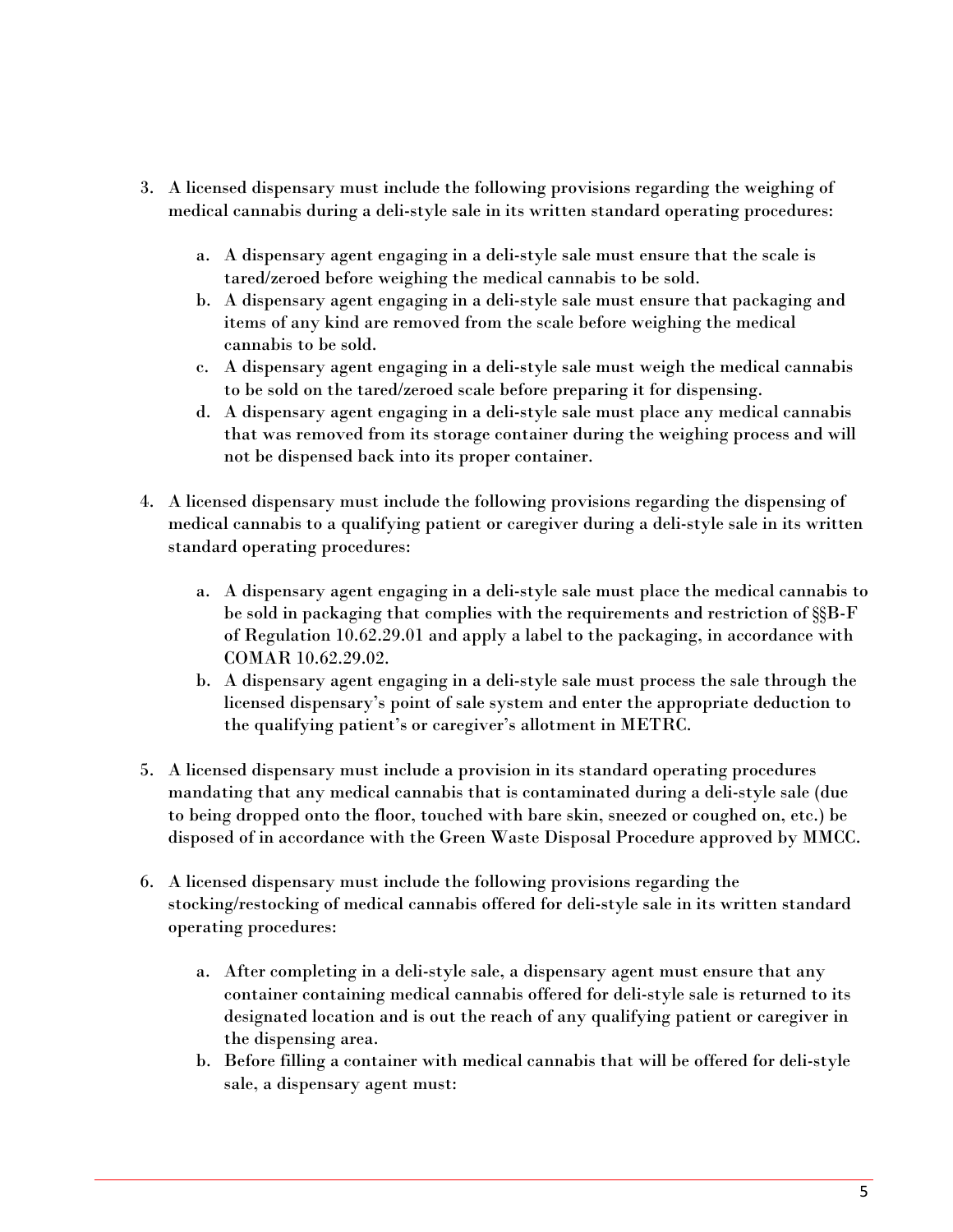3. A licensed dispensary must include the following provisions regarding the weighing of medical cannabis during a deli-style sale in its written standard operating procedures:

    a. A dispensary agent engaging in a deli-style sale must ensure that the scale is tared/zeroed before weighing the medical cannabis to be sold.
    b. A dispensary agent engaging in a deli-style sale must ensure that packaging and items of any kind are removed from the scale before weighing the medical cannabis to be sold.
    c. A dispensary agent engaging in a deli-style sale must weigh the medical cannabis to be sold on the tared/zeroed scale before preparing it for dispensing.
    d. A dispensary agent engaging in a deli-style sale must place any medical cannabis that was removed from its storage container during the weighing process and will not be dispensed back into its proper container.

4. A licensed dispensary must include the following provisions regarding the dispensing of medical cannabis to a qualifying patient or caregiver during a deli-style sale in its written standard operating procedures:

    a. A dispensary agent engaging in a deli-style sale must place the medical cannabis to be sold in packaging that complies with the requirements and restriction of §§B-F of Regulation 10.62.29.01 and apply a label to the packaging, in accordance with COMAR 10.62.29.02.
    b. A dispensary agent engaging in a deli-style sale must process the sale through the licensed dispensary's point of sale system and enter the appropriate deduction to the qualifying patient's or caregiver's allotment in METRC.

5. A licensed dispensary must include a provision in its standard operating procedures mandating that any medical cannabis that is contaminated during a deli-style sale (due to being dropped onto the floor, touched with bare skin, sneezed or coughed on, etc.) be disposed of in accordance with the Green Waste Disposal Procedure approved by MMCC.

6. A licensed dispensary must include the following provisions regarding the stocking/restocking of medical cannabis offered for deli-style sale in its written standard operating procedures:

    a. After completing in a deli-style sale, a dispensary agent must ensure that any container containing medical cannabis offered for deli-style sale is returned to its designated location and is out the reach of any qualifying patient or caregiver in the dispensing area.
    b. Before filling a container with medical cannabis that will be offered for deli-style sale, a dispensary agent must: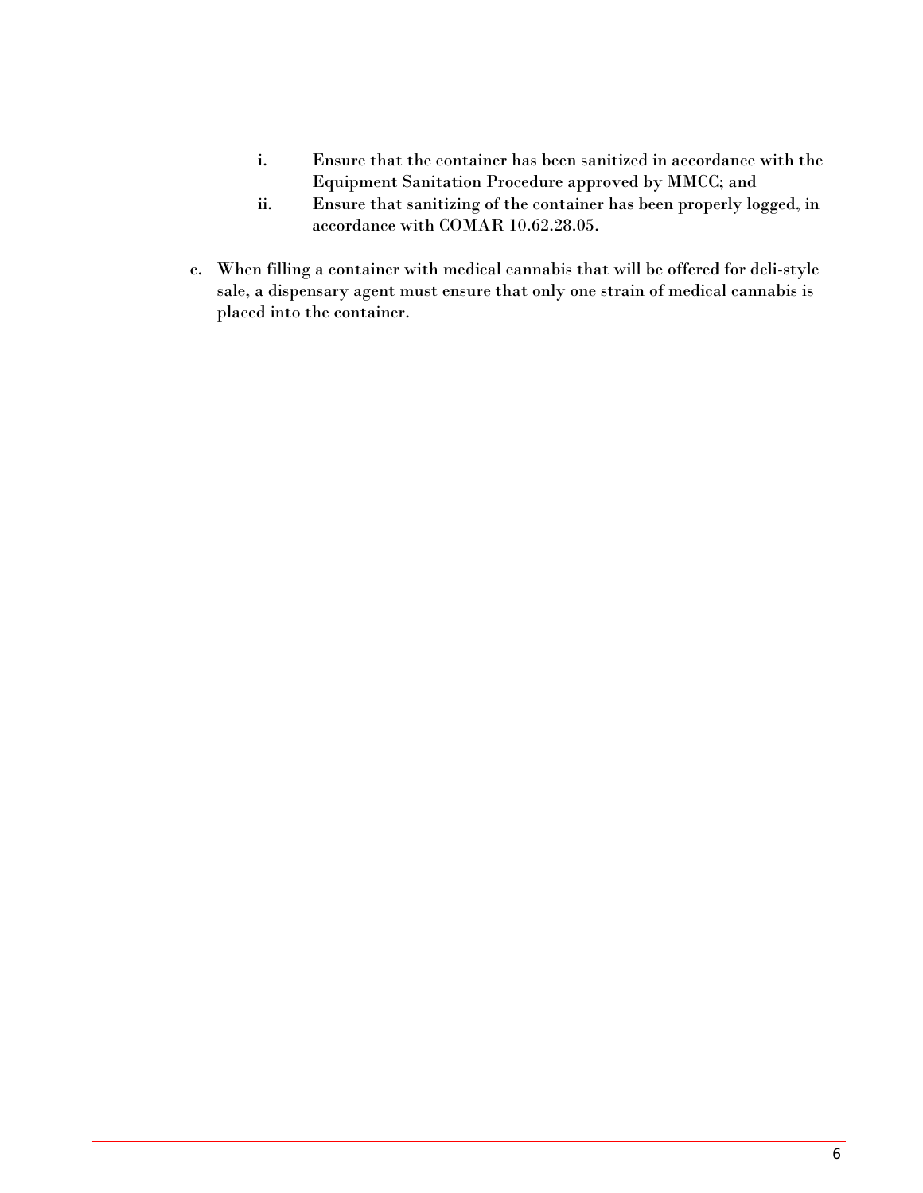i. Ensure that the container has been sanitized in accordance with the Equipment Sanitation Procedure approved by MMCC; and
   ii. Ensure that sanitizing of the container has been properly logged, in accordance with COMAR 10.62.28.05.

c. When filling a container with medical cannabis that will be offered for deli-style sale, a dispensary agent must ensure that only one strain of medical cannabis is placed into the container.